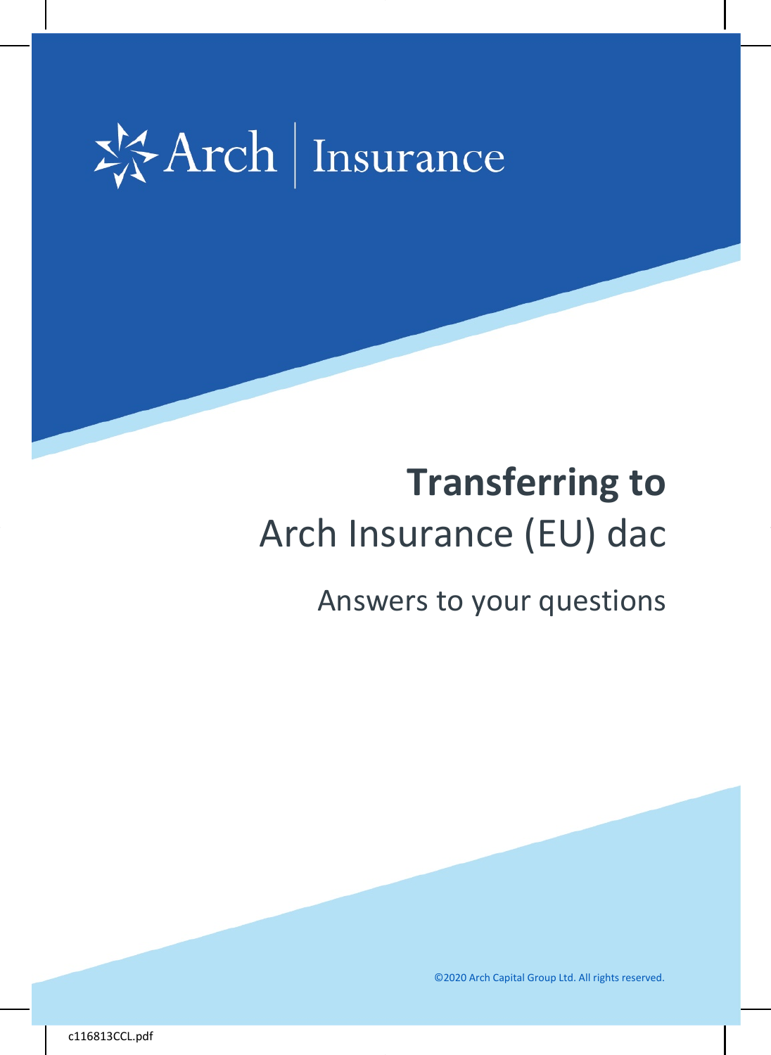Arch | Insurance

# **Transferring to** Arch Insurance (EU) dac

## Answers to your questions

©2020 Arch Capital Group Ltd. All rights reserved.

c116813CCL.pdf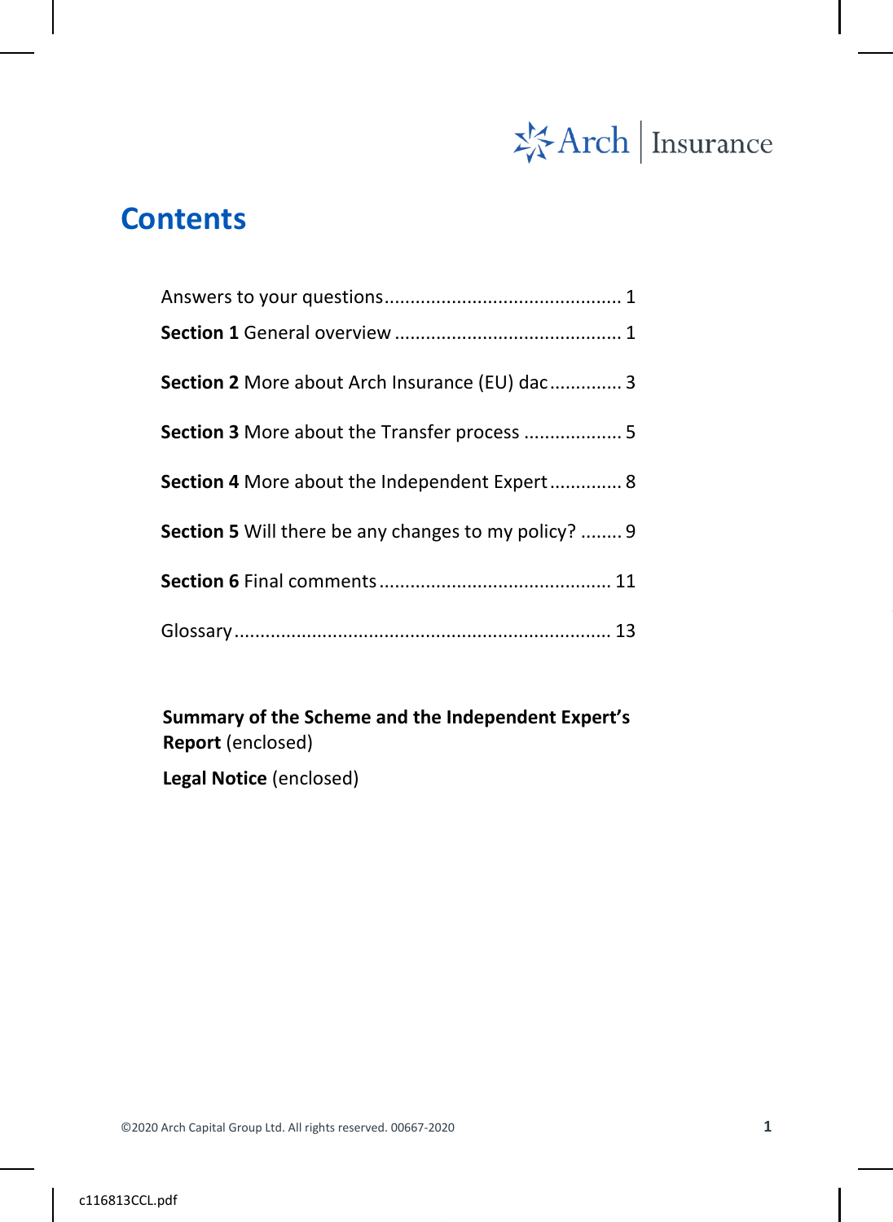# Contents

Answers to your questions............................................. 1

**Section 1** General overview ........................................... 1

**Section 2** More about Arch Insurance (EU) dac............. 3

**Section 3** More about the Transfer process .................. 5

**Section 4** More about the Independent Expert............. 8

**Section 5** Will there be any changes to my policy? ........ 9

**Section 6** Final comments............................................ 11

Glossary........................................................................ 13

**Summary of the Scheme and the Independent Expert's Report** (enclosed)

**Legal Notice** (enclosed)

©2020 Arch Capital Group Ltd. All rights reserved. 00667-2020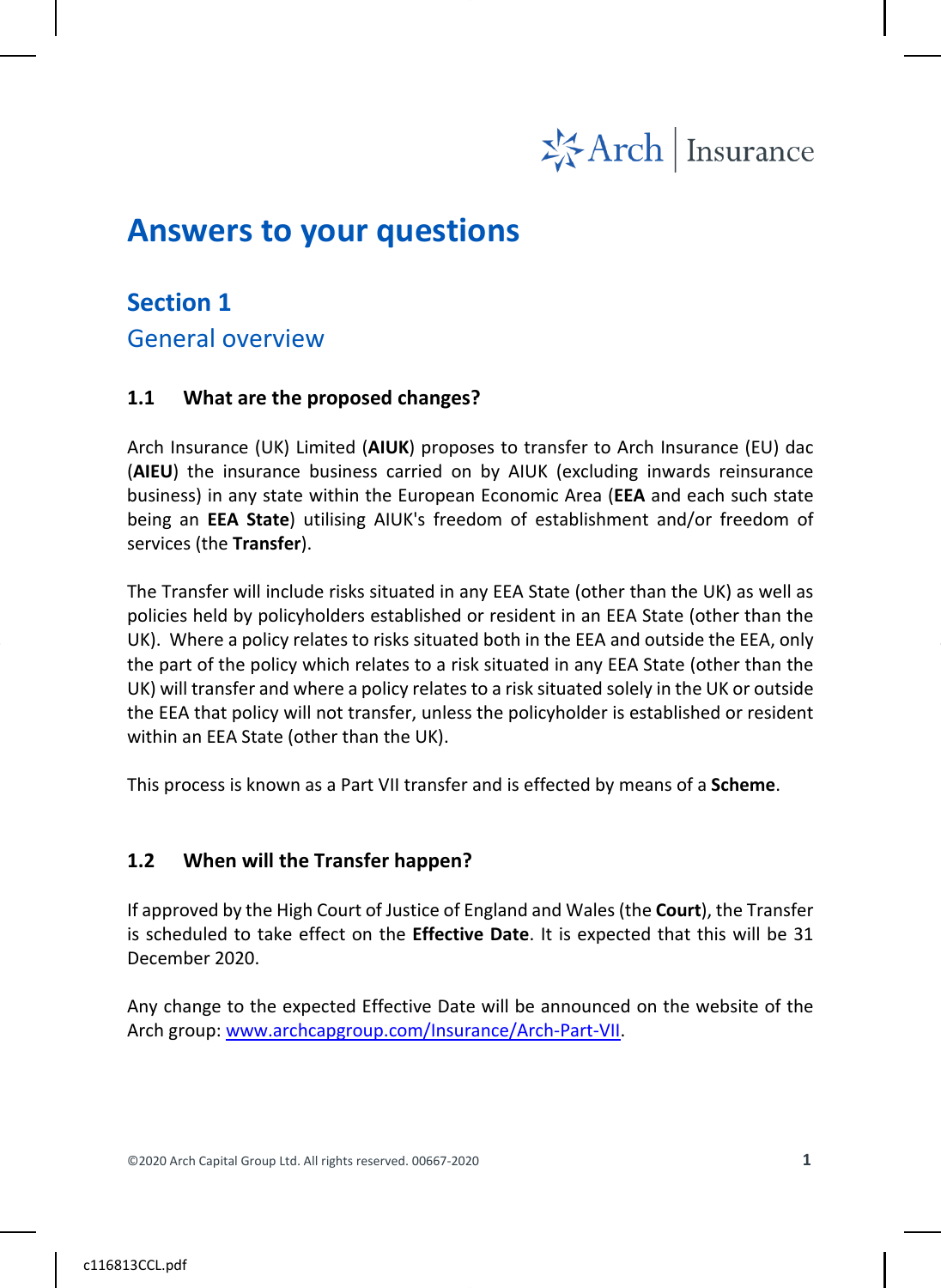# Answers to your questions

## Section 1

## General overview

### 1.1 What are the proposed changes?

Arch Insurance (UK) Limited (**AIUK**) proposes to transfer to Arch Insurance (EU) dac (**AIEU**) the insurance business carried on by AIUK (excluding inwards reinsurance business) in any state within the European Economic Area (**EEA** and each such state being an **EEA State**) utilising AIUK's freedom of establishment and/or freedom of services (the **Transfer**).

The Transfer will include risks situated in any EEA State (other than the UK) as well as policies held by policyholders established or resident in an EEA State (other than the UK). Where a policy relates to risks situated both in the EEA and outside the EEA, only the part of the policy which relates to a risk situated in any EEA State (other than the UK) will transfer and where a policy relates to a risk situated solely in the UK or outside the EEA that policy will not transfer, unless the policyholder is established or resident within an EEA State (other than the UK).

This process is known as a Part VII transfer and is effected by means of a **Scheme**.

### 1.2 When will the Transfer happen?

If approved by the High Court of Justice of England and Wales (the **Court**), the Transfer is scheduled to take effect on the **Effective Date**. It is expected that this will be 31 December 2020.

Any change to the expected Effective Date will be announced on the website of the Arch group: [www.archcapgroup.com/Insurance/Arch-Part-VII](http://www.archcapgroup.com/Insurance/Arch-Part-VII).

©2020 Arch Capital Group Ltd. All rights reserved. 00667-2020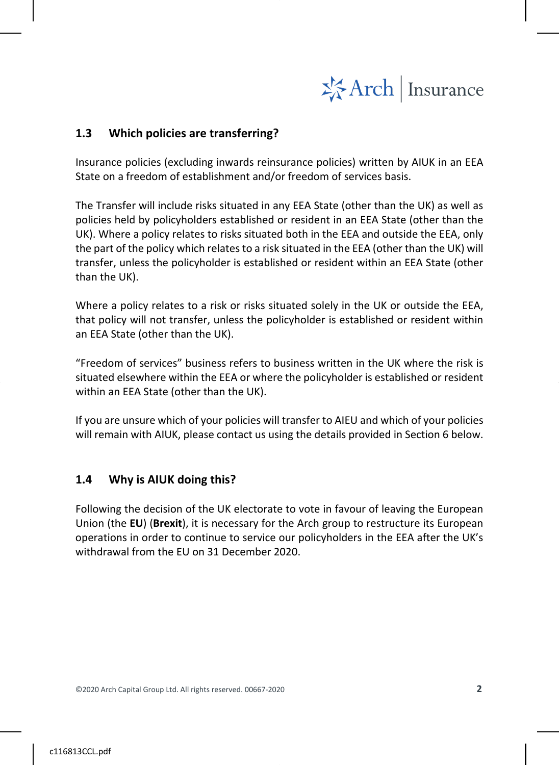## 1.3 Which policies are transferring?

Insurance policies (excluding inwards reinsurance policies) written by AIUK in an EEA State on a freedom of establishment and/or freedom of services basis.

The Transfer will include risks situated in any EEA State (other than the UK) as well as policies held by policyholders established or resident in an EEA State (other than the UK). Where a policy relates to risks situated both in the EEA and outside the EEA, only the part of the policy which relates to a risk situated in the EEA (other than the UK) will transfer, unless the policyholder is established or resident within an EEA State (other than the UK).

Where a policy relates to a risk or risks situated solely in the UK or outside the EEA, that policy will not transfer, unless the policyholder is established or resident within an EEA State (other than the UK).

"Freedom of services" business refers to business written in the UK where the risk is situated elsewhere within the EEA or where the policyholder is established or resident within an EEA State (other than the UK).

If you are unsure which of your policies will transfer to AIEU and which of your policies will remain with AIUK, please contact us using the details provided in Section 6 below.

## 1.4 Why is AIUK doing this?

Following the decision of the UK electorate to vote in favour of leaving the European Union (the **EU**) (**Brexit**), it is necessary for the Arch group to restructure its European operations in order to continue to service our policyholders in the EEA after the UK's withdrawal from the EU on 31 December 2020.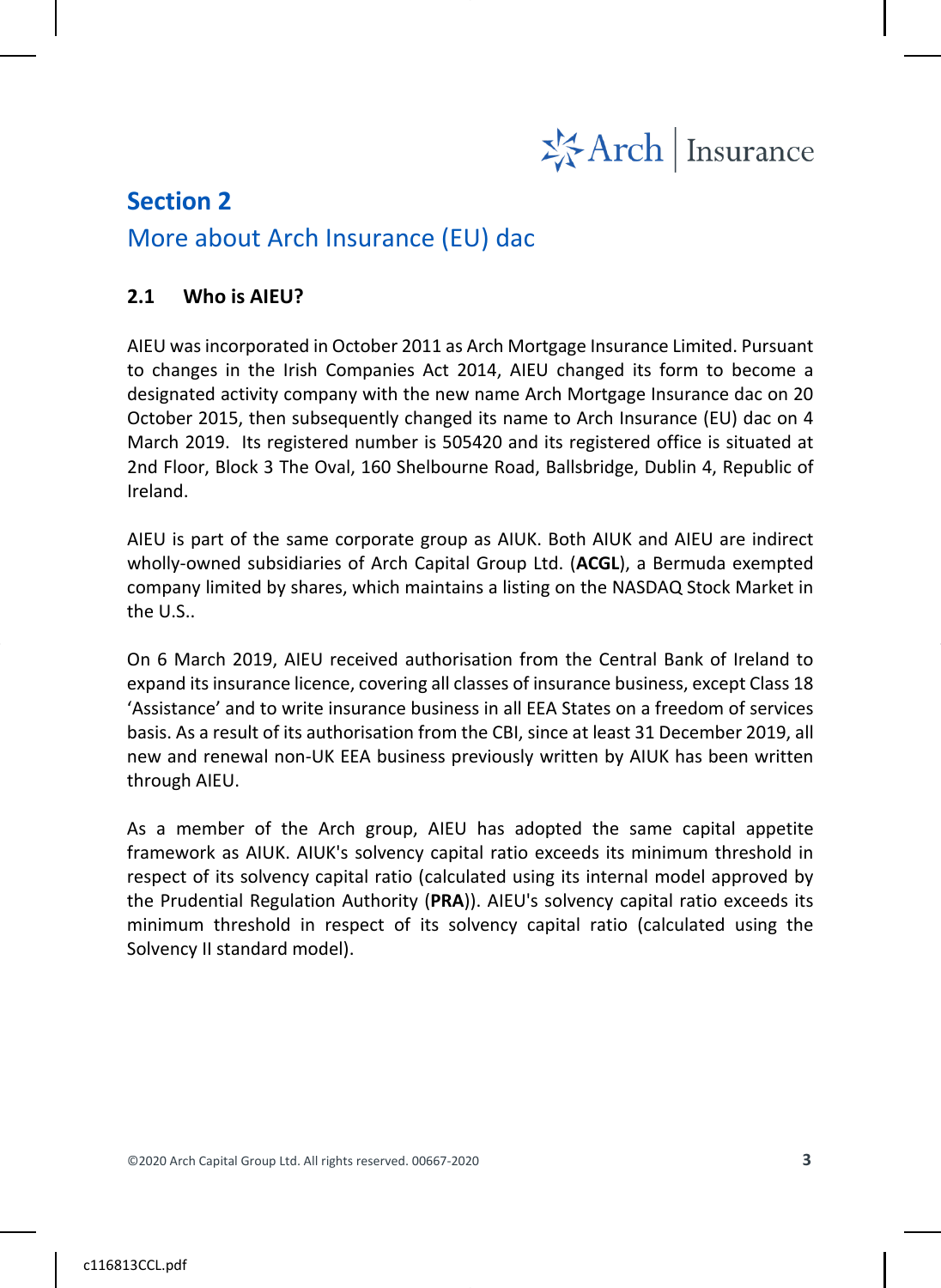## Section 2

## More about Arch Insurance (EU) dac

### 2.1 Who is AIEU?

AIEU was incorporated in October 2011 as Arch Mortgage Insurance Limited. Pursuant to changes in the Irish Companies Act 2014, AIEU changed its form to become a designated activity company with the new name Arch Mortgage Insurance dac on 20 October 2015, then subsequently changed its name to Arch Insurance (EU) dac on 4 March 2019. Its registered number is 505420 and its registered office is situated at 2nd Floor, Block 3 The Oval, 160 Shelbourne Road, Ballsbridge, Dublin 4, Republic of Ireland.

AIEU is part of the same corporate group as AIUK. Both AIUK and AIEU are indirect wholly-owned subsidiaries of Arch Capital Group Ltd. (**ACGL**), a Bermuda exempted company limited by shares, which maintains a listing on the NASDAQ Stock Market in the U.S..

On 6 March 2019, AIEU received authorisation from the Central Bank of Ireland to expand its insurance licence, covering all classes of insurance business, except Class 18 'Assistance' and to write insurance business in all EEA States on a freedom of services basis. As a result of its authorisation from the CBI, since at least 31 December 2019, all new and renewal non-UK EEA business previously written by AIUK has been written through AIEU.

As a member of the Arch group, AIEU has adopted the same capital appetite framework as AIUK. AIUK's solvency capital ratio exceeds its minimum threshold in respect of its solvency capital ratio (calculated using its internal model approved by the Prudential Regulation Authority (**PRA**)). AIEU's solvency capital ratio exceeds its minimum threshold in respect of its solvency capital ratio (calculated using the Solvency II standard model).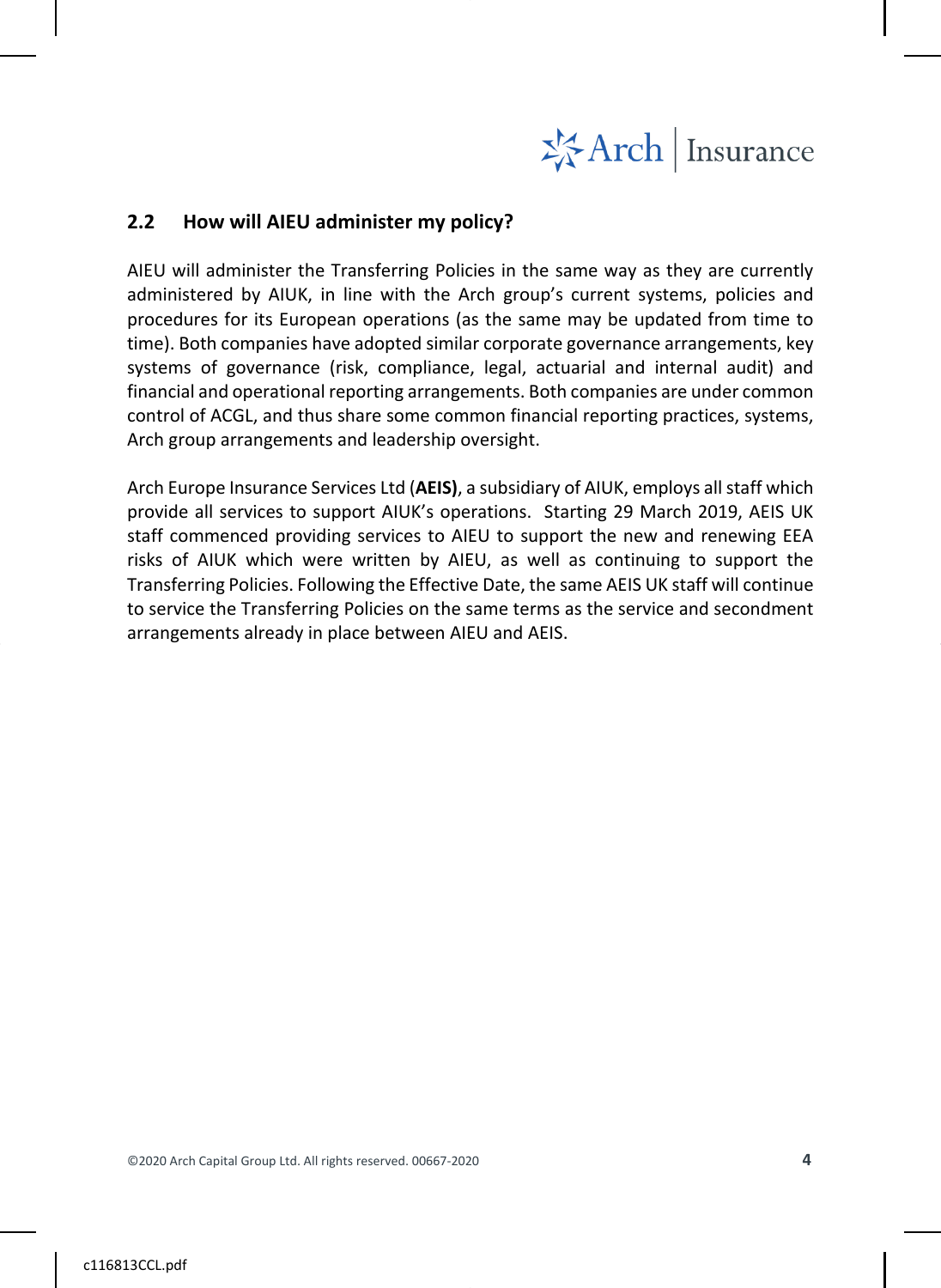## 2.2 How will AIEU administer my policy?

AIEU will administer the Transferring Policies in the same way as they are currently administered by AIUK, in line with the Arch group's current systems, policies and procedures for its European operations (as the same may be updated from time to time). Both companies have adopted similar corporate governance arrangements, key systems of governance (risk, compliance, legal, actuarial and internal audit) and financial and operational reporting arrangements. Both companies are under common control of ACGL, and thus share some common financial reporting practices, systems, Arch group arrangements and leadership oversight.

Arch Europe Insurance Services Ltd (**AEIS)**, a subsidiary of AIUK, employs all staff which provide all services to support AIUK's operations. Starting 29 March 2019, AEIS UK staff commenced providing services to AIEU to support the new and renewing EEA risks of AIUK which were written by AIEU, as well as continuing to support the Transferring Policies. Following the Effective Date, the same AEIS UK staff will continue to service the Transferring Policies on the same terms as the service and secondment arrangements already in place between AIEU and AEIS.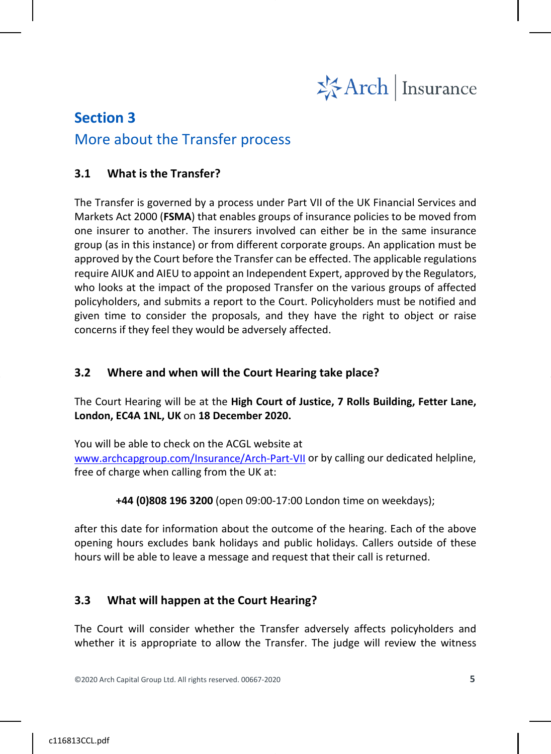## Section 3

## More about the Transfer process

### 3.1 What is the Transfer?

The Transfer is governed by a process under Part VII of the UK Financial Services and Markets Act 2000 (**FSMA**) that enables groups of insurance policies to be moved from one insurer to another. The insurers involved can either be in the same insurance group (as in this instance) or from different corporate groups. An application must be approved by the Court before the Transfer can be effected. The applicable regulations require AIUK and AIEU to appoint an Independent Expert, approved by the Regulators, who looks at the impact of the proposed Transfer on the various groups of affected policyholders, and submits a report to the Court. Policyholders must be notified and given time to consider the proposals, and they have the right to object or raise concerns if they feel they would be adversely affected.

### 3.2 Where and when will the Court Hearing take place?

The Court Hearing will be at the **High Court of Justice, 7 Rolls Building, Fetter Lane, London, EC4A 1NL, UK** on **18 December 2020.**

You will be able to check on the ACGL website at [www.archcapgroup.com/Insurance/Arch-Part-VII](www.archcapgroup.com/Insurance/Arch-Part-VII) or by calling our dedicated helpline, free of charge when calling from the UK at:

**+44 (0)808 196 3200** (open 09:00-17:00 London time on weekdays);

after this date for information about the outcome of the hearing. Each of the above opening hours excludes bank holidays and public holidays. Callers outside of these hours will be able to leave a message and request that their call is returned.

### 3.3 What will happen at the Court Hearing?

The Court will consider whether the Transfer adversely affects policyholders and whether it is appropriate to allow the Transfer. The judge will review the witness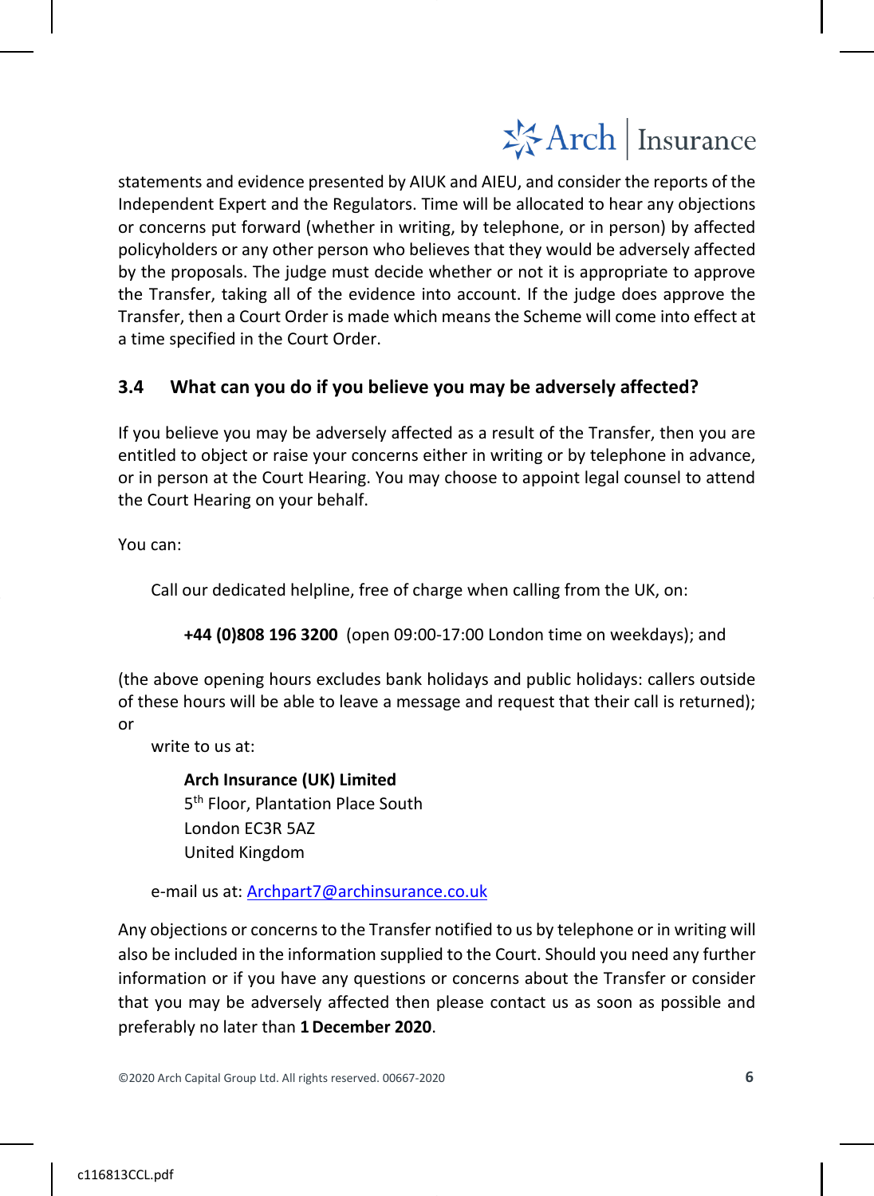statements and evidence presented by AIUK and AIEU, and consider the reports of the Independent Expert and the Regulators. Time will be allocated to hear any objections or concerns put forward (whether in writing, by telephone, or in person) by affected policyholders or any other person who believes that they would be adversely affected by the proposals. The judge must decide whether or not it is appropriate to approve the Transfer, taking all of the evidence into account. If the judge does approve the Transfer, then a Court Order is made which means the Scheme will come into effect at a time specified in the Court Order.

## 3.4 What can you do if you believe you may be adversely affected?

If you believe you may be adversely affected as a result of the Transfer, then you are entitled to object or raise your concerns either in writing or by telephone in advance, or in person at the Court Hearing. You may choose to appoint legal counsel to attend the Court Hearing on your behalf.

You can:

Call our dedicated helpline, free of charge when calling from the UK, on:

**+44 (0)808 196 3200** (open 09:00-17:00 London time on weekdays); and

(the above opening hours excludes bank holidays and public holidays: callers outside of these hours will be able to leave a message and request that their call is returned); or

write to us at:

**Arch Insurance (UK) Limited**
5th Floor, Plantation Place South
London EC3R 5AZ
United Kingdom

e-mail us at: Archpart7@archinsurance.co.uk

Any objections or concerns to the Transfer notified to us by telephone or in writing will also be included in the information supplied to the Court. Should you need any further information or if you have any questions or concerns about the Transfer or consider that you may be adversely affected then please contact us as soon as possible and preferably no later than **1 December 2020**.

©2020 Arch Capital Group Ltd. All rights reserved. 00667-2020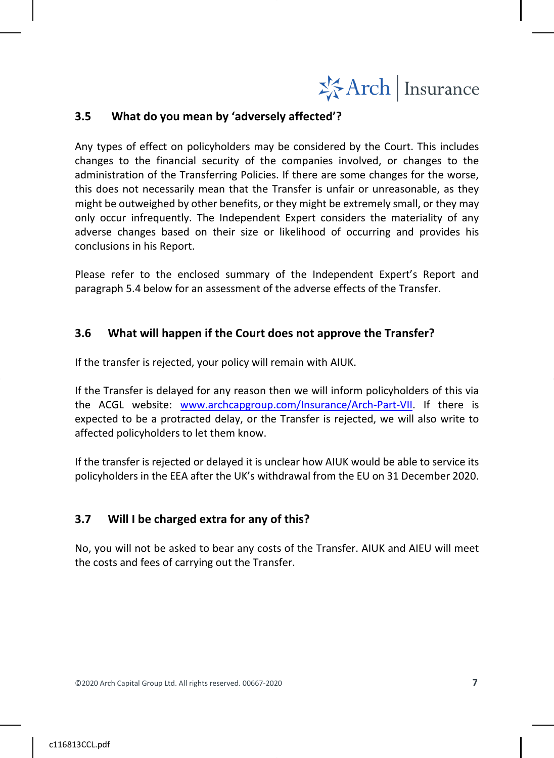### 3.5 What do you mean by 'adversely affected'?

Any types of effect on policyholders may be considered by the Court. This includes changes to the financial security of the companies involved, or changes to the administration of the Transferring Policies. If there are some changes for the worse, this does not necessarily mean that the Transfer is unfair or unreasonable, as they might be outweighed by other benefits, or they might be extremely small, or they may only occur infrequently. The Independent Expert considers the materiality of any adverse changes based on their size or likelihood of occurring and provides his conclusions in his Report.

Please refer to the enclosed summary of the Independent Expert's Report and paragraph 5.4 below for an assessment of the adverse effects of the Transfer.

### 3.6 What will happen if the Court does not approve the Transfer?

If the transfer is rejected, your policy will remain with AIUK.

If the Transfer is delayed for any reason then we will inform policyholders of this via the ACGL website: [www.archcapgroup.com/Insurance/Arch-Part-VII](www.archcapgroup.com/Insurance/Arch-Part-VII). If there is expected to be a protracted delay, or the Transfer is rejected, we will also write to affected policyholders to let them know.

If the transfer is rejected or delayed it is unclear how AIUK would be able to service its policyholders in the EEA after the UK's withdrawal from the EU on 31 December 2020.

### 3.7 Will I be charged extra for any of this?

No, you will not be asked to bear any costs of the Transfer. AIUK and AIEU will meet the costs and fees of carrying out the Transfer.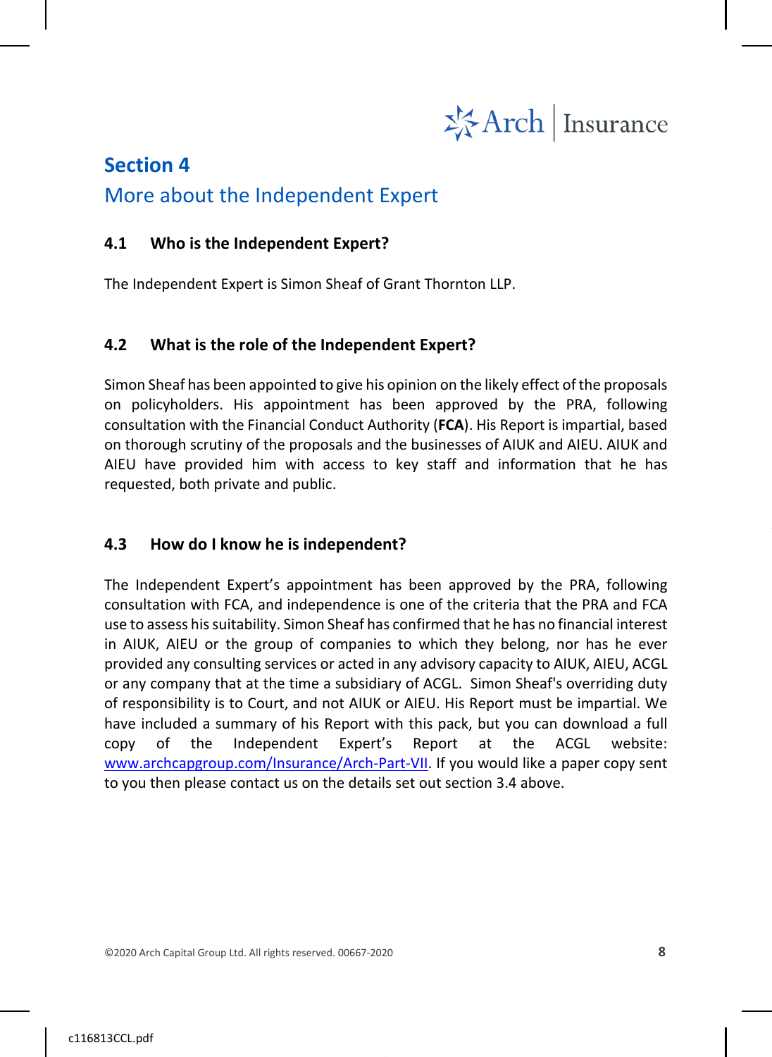## Section 4

## More about the Independent Expert

### 4.1 Who is the Independent Expert?

The Independent Expert is Simon Sheaf of Grant Thornton LLP.

### 4.2 What is the role of the Independent Expert?

Simon Sheaf has been appointed to give his opinion on the likely effect of the proposals on policyholders. His appointment has been approved by the PRA, following consultation with the Financial Conduct Authority (**FCA**). His Report is impartial, based on thorough scrutiny of the proposals and the businesses of AIUK and AIEU. AIUK and AIEU have provided him with access to key staff and information that he has requested, both private and public.

### 4.3 How do I know he is independent?

The Independent Expert's appointment has been approved by the PRA, following consultation with FCA, and independence is one of the criteria that the PRA and FCA use to assess his suitability. Simon Sheaf has confirmed that he has no financial interest in AIUK, AIEU or the group of companies to which they belong, nor has he ever provided any consulting services or acted in any advisory capacity to AIUK, AIEU, ACGL or any company that at the time a subsidiary of ACGL. Simon Sheaf's overriding duty of responsibility is to Court, and not AIUK or AIEU. His Report must be impartial. We have included a summary of his Report with this pack, but you can download a full copy of the Independent Expert's Report at the ACGL website: www.archcapgroup.com/Insurance/Arch-Part-VII. If you would like a paper copy sent to you then please contact us on the details set out section 3.4 above.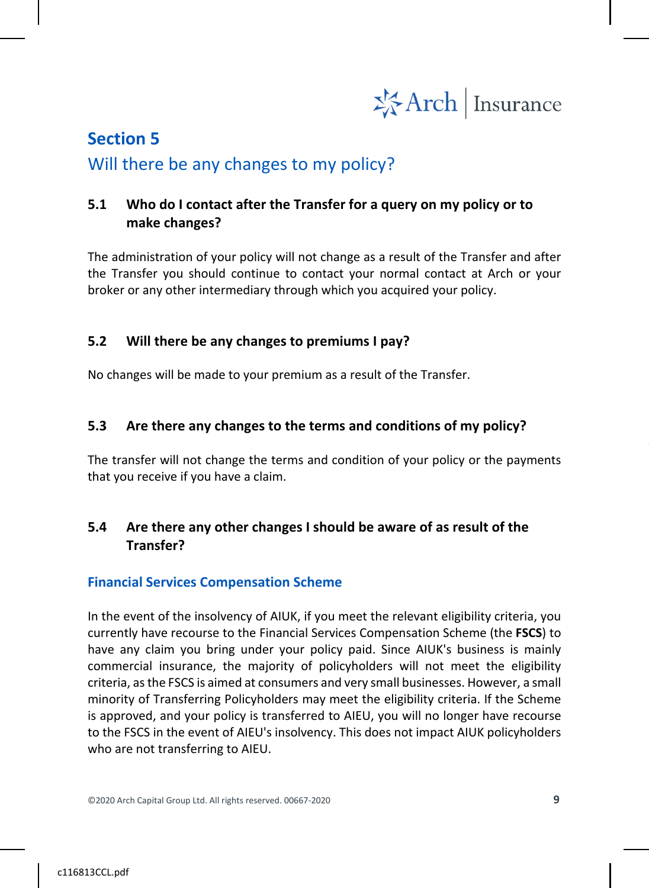## Section 5

### Will there be any changes to my policy?

**5.1 Who do I contact after the Transfer for a query on my policy or to make changes?**

The administration of your policy will not change as a result of the Transfer and after the Transfer you should continue to contact your normal contact at Arch or your broker or any other intermediary through which you acquired your policy.

**5.2 Will there be any changes to premiums I pay?**

No changes will be made to your premium as a result of the Transfer.

**5.3 Are there any changes to the terms and conditions of my policy?**

The transfer will not change the terms and condition of your policy or the payments that you receive if you have a claim.

**5.4 Are there any other changes I should be aware of as result of the Transfer?**

**Financial Services Compensation Scheme**

In the event of the insolvency of AIUK, if you meet the relevant eligibility criteria, you currently have recourse to the Financial Services Compensation Scheme (the **FSCS**) to have any claim you bring under your policy paid. Since AIUK's business is mainly commercial insurance, the majority of policyholders will not meet the eligibility criteria, as the FSCS is aimed at consumers and very small businesses. However, a small minority of Transferring Policyholders may meet the eligibility criteria. If the Scheme is approved, and your policy is transferred to AIEU, you will no longer have recourse to the FSCS in the event of AIEU's insolvency. This does not impact AIUK policyholders who are not transferring to AIEU.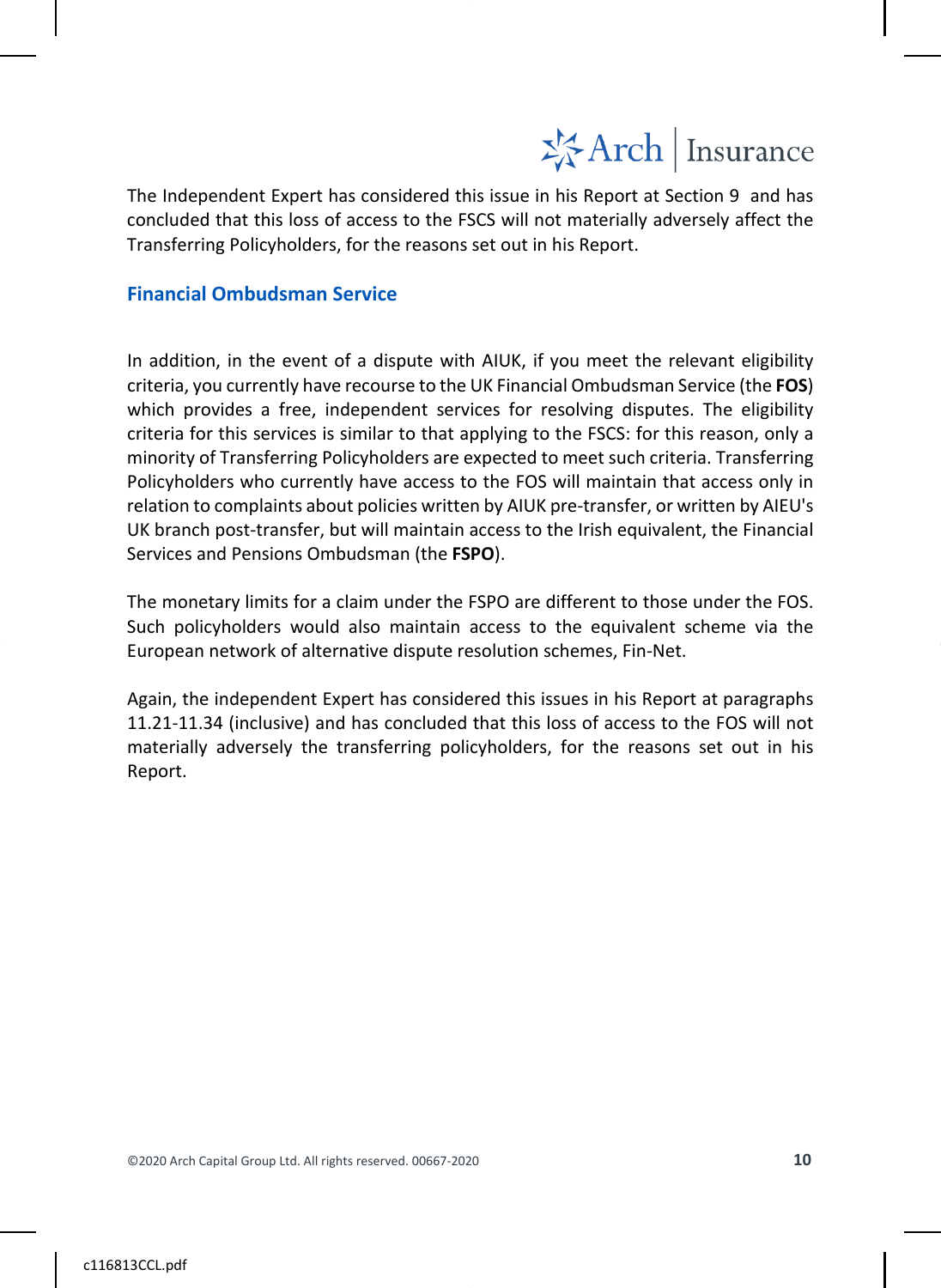The Independent Expert has considered this issue in his Report at Section 9 and has concluded that this loss of access to the FSCS will not materially adversely affect the Transferring Policyholders, for the reasons set out in his Report.

## Financial Ombudsman Service

In addition, in the event of a dispute with AIUK, if you meet the relevant eligibility criteria, you currently have recourse to the UK Financial Ombudsman Service (the **FOS**) which provides a free, independent services for resolving disputes. The eligibility criteria for this services is similar to that applying to the FSCS: for this reason, only a minority of Transferring Policyholders are expected to meet such criteria. Transferring Policyholders who currently have access to the FOS will maintain that access only in relation to complaints about policies written by AIUK pre-transfer, or written by AIEU's UK branch post-transfer, but will maintain access to the Irish equivalent, the Financial Services and Pensions Ombudsman (the **FSPO**).

The monetary limits for a claim under the FSPO are different to those under the FOS. Such policyholders would also maintain access to the equivalent scheme via the European network of alternative dispute resolution schemes, Fin-Net.

Again, the independent Expert has considered this issues in his Report at paragraphs 11.21-11.34 (inclusive) and has concluded that this loss of access to the FOS will not materially adversely the transferring policyholders, for the reasons set out in his Report.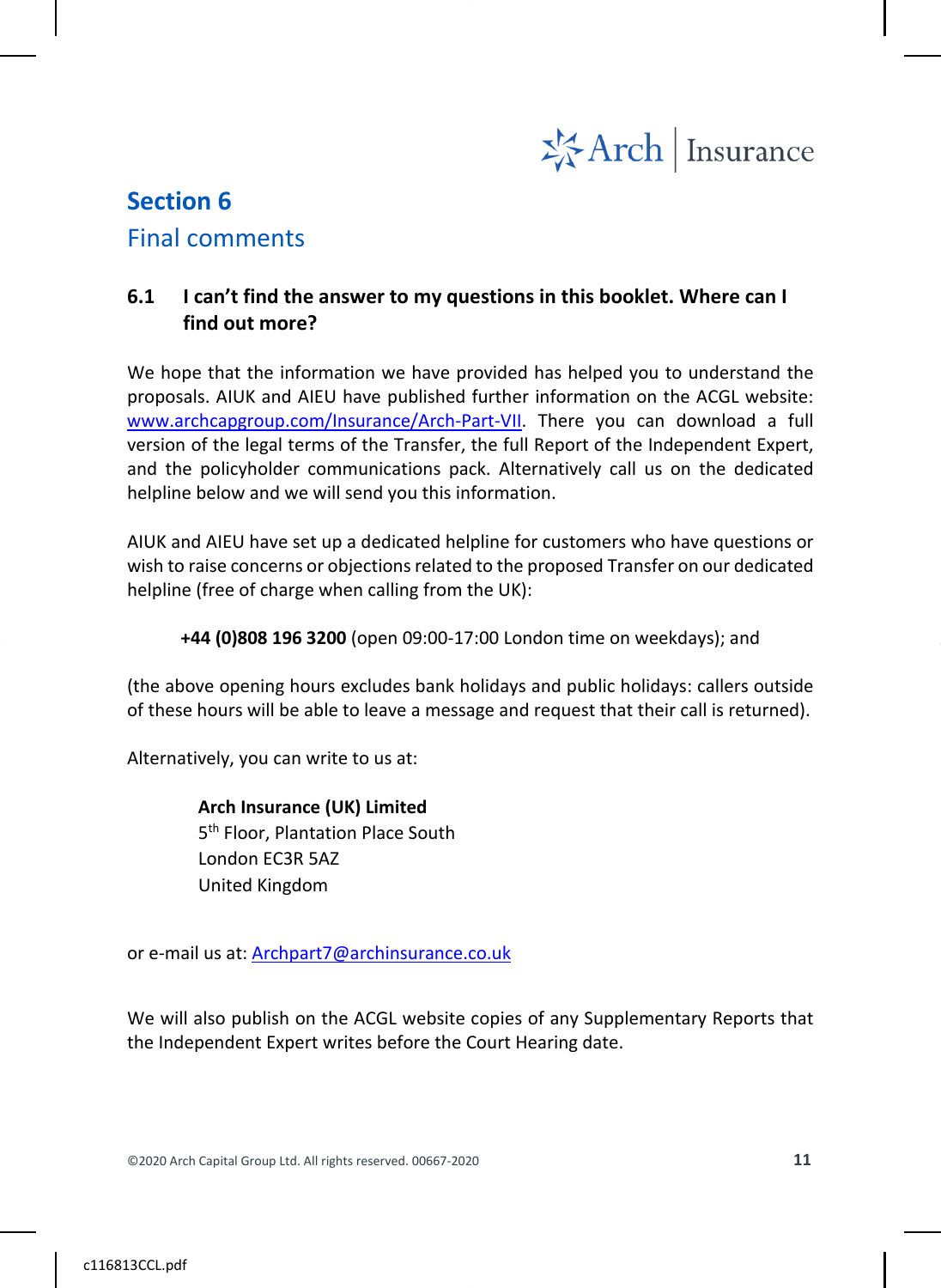## Section 6

### Final comments

### 6.1 I can't find the answer to my questions in this booklet. Where can I find out more?

We hope that the information we have provided has helped you to understand the proposals. AIUK and AIEU have published further information on the ACGL website: www.archcapgroup.com/Insurance/Arch-Part-VII. There you can download a full version of the legal terms of the Transfer, the full Report of the Independent Expert, and the policyholder communications pack. Alternatively call us on the dedicated helpline below and we will send you this information.

AIUK and AIEU have set up a dedicated helpline for customers who have questions or wish to raise concerns or objections related to the proposed Transfer on our dedicated helpline (free of charge when calling from the UK):

**+44 (0)808 196 3200** (open 09:00-17:00 London time on weekdays); and

(the above opening hours excludes bank holidays and public holidays: callers outside of these hours will be able to leave a message and request that their call is returned).

Alternatively, you can write to us at:

**Arch Insurance (UK) Limited**
5th Floor, Plantation Place South
London EC3R 5AZ
United Kingdom

or e-mail us at: Archpart7@archinsurance.co.uk

We will also publish on the ACGL website copies of any Supplementary Reports that the Independent Expert writes before the Court Hearing date.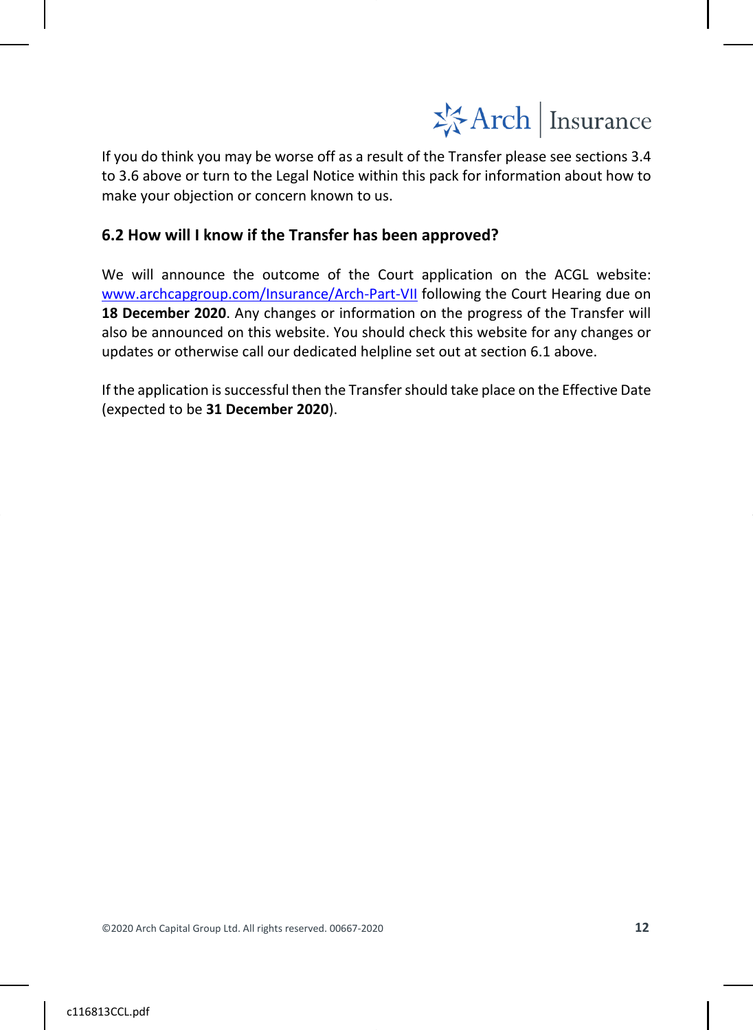If you do think you may be worse off as a result of the Transfer please see sections 3.4 to 3.6 above or turn to the Legal Notice within this pack for information about how to make your objection or concern known to us.

### 6.2 How will I know if the Transfer has been approved?

We will announce the outcome of the Court application on the ACGL website: www.archcapgroup.com/Insurance/Arch-Part-VII following the Court Hearing due on **18 December 2020**. Any changes or information on the progress of the Transfer will also be announced on this website. You should check this website for any changes or updates or otherwise call our dedicated helpline set out at section 6.1 above.

If the application is successful then the Transfer should take place on the Effective Date (expected to be **31 December 2020**).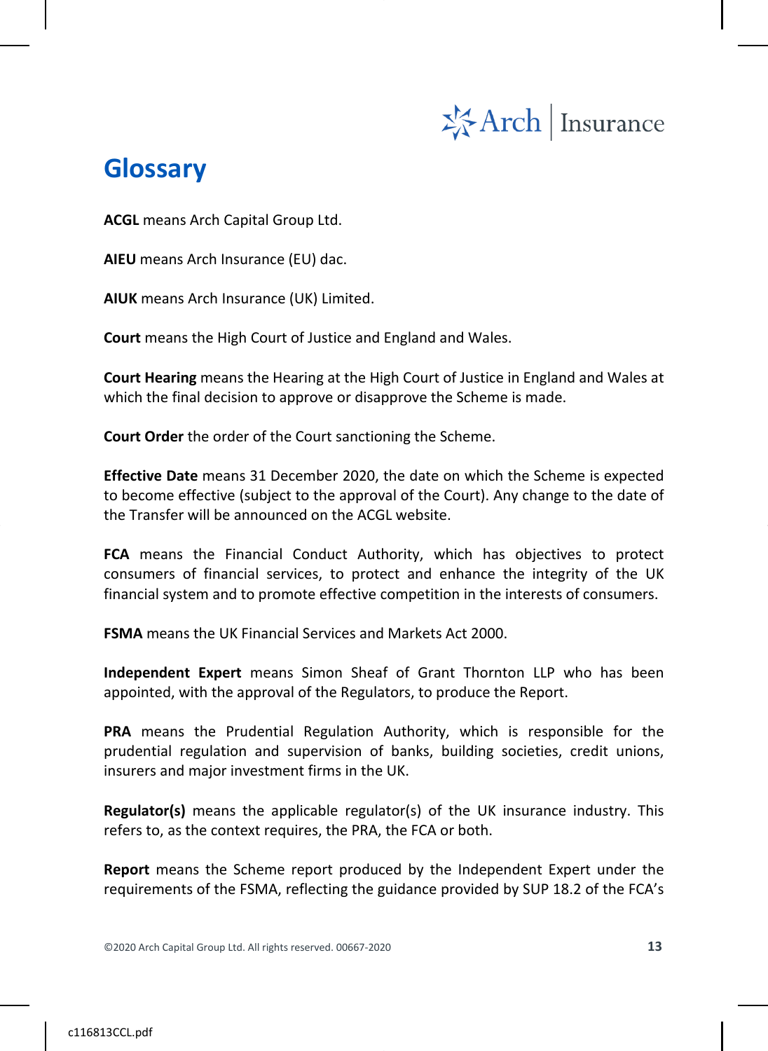# Glossary

**ACGL** means Arch Capital Group Ltd.

**AIEU** means Arch Insurance (EU) dac.

**AIUK** means Arch Insurance (UK) Limited.

**Court** means the High Court of Justice and England and Wales.

**Court Hearing** means the Hearing at the High Court of Justice in England and Wales at which the final decision to approve or disapprove the Scheme is made.

**Court Order** the order of the Court sanctioning the Scheme.

**Effective Date** means 31 December 2020, the date on which the Scheme is expected to become effective (subject to the approval of the Court). Any change to the date of the Transfer will be announced on the ACGL website.

**FCA** means the Financial Conduct Authority, which has objectives to protect consumers of financial services, to protect and enhance the integrity of the UK financial system and to promote effective competition in the interests of consumers.

**FSMA** means the UK Financial Services and Markets Act 2000.

**Independent Expert** means Simon Sheaf of Grant Thornton LLP who has been appointed, with the approval of the Regulators, to produce the Report.

**PRA** means the Prudential Regulation Authority, which is responsible for the prudential regulation and supervision of banks, building societies, credit unions, insurers and major investment firms in the UK.

**Regulator(s)** means the applicable regulator(s) of the UK insurance industry. This refers to, as the context requires, the PRA, the FCA or both.

**Report** means the Scheme report produced by the Independent Expert under the requirements of the FSMA, reflecting the guidance provided by SUP 18.2 of the FCA's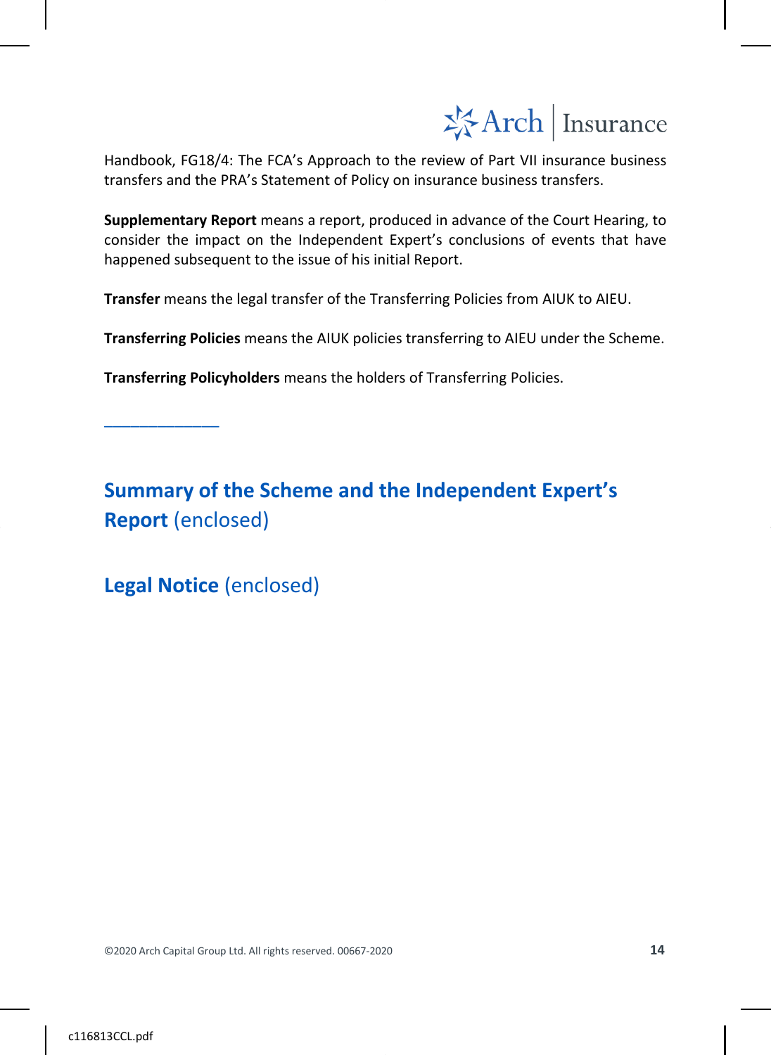Handbook, FG18/4: The FCA's Approach to the review of Part VII insurance business transfers and the PRA's Statement of Policy on insurance business transfers.

**Supplementary Report** means a report, produced in advance of the Court Hearing, to consider the impact on the Independent Expert's conclusions of events that have happened subsequent to the issue of his initial Report.

**Transfer** means the legal transfer of the Transferring Policies from AIUK to AIEU.

**Transferring Policies** means the AIUK policies transferring to AIEU under the Scheme.

**Transferring Policyholders** means the holders of Transferring Policies.

______________

## Summary of the Scheme and the Independent Expert's Report (enclosed)

## Legal Notice (enclosed)